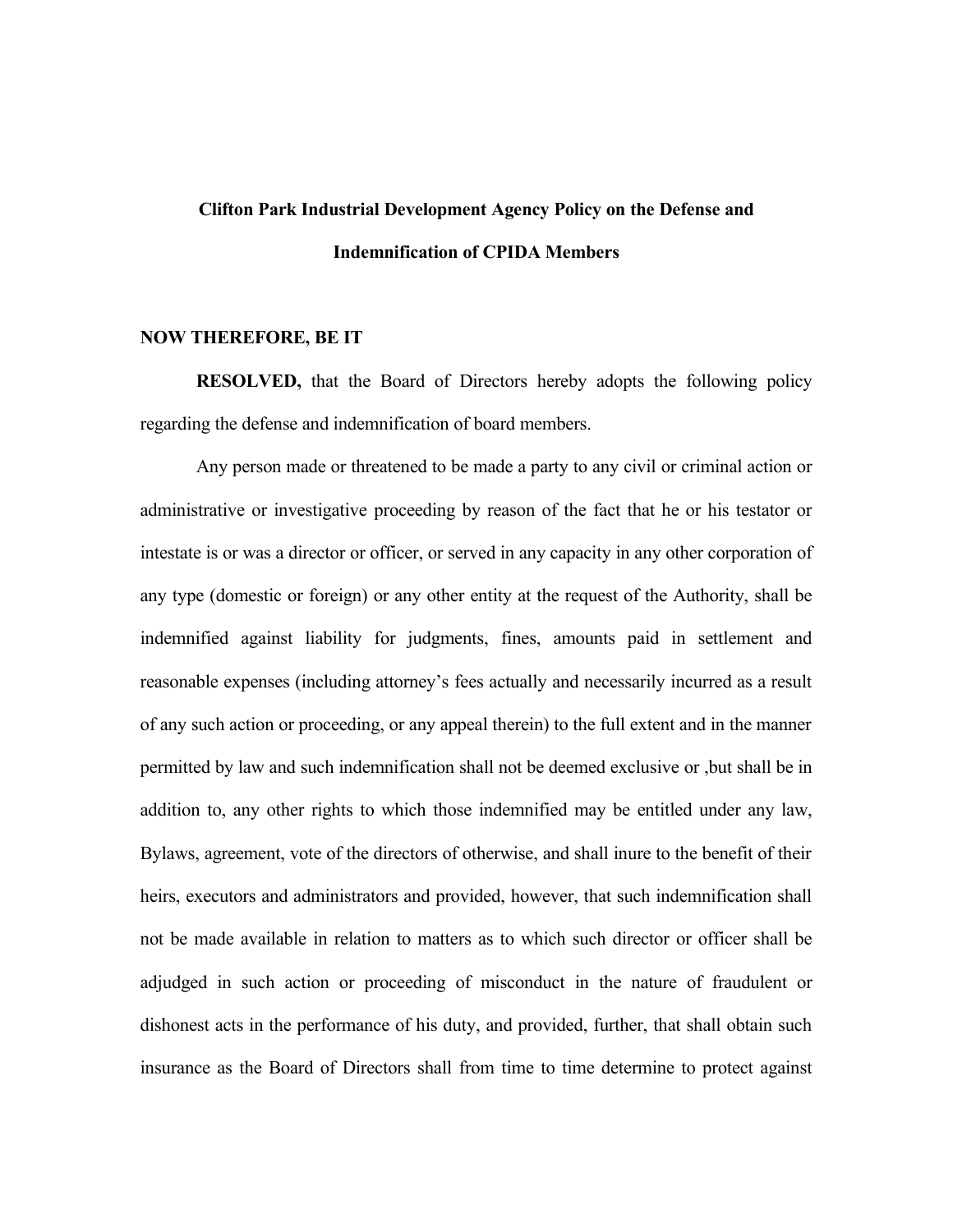# Clifton Park Industrial Development Agency Policy on the Defense and Indemnification of CPIDA Members

**NOW THEREFORE, BE IT**

**RESOLVED,** that the Board of Directors hereby adopts the following policy regarding the defense and indemnification of board members.

Any person made or threatened to be made a party to any civil or criminal action or administrative or investigative proceeding by reason of the fact that he or his testator or intestate is or was a director or officer, or served in any capacity in any other corporation of any type (domestic or foreign) or any other entity at the request of the Authority, shall be indemnified against liability for judgments, fines, amounts paid in settlement and reasonable expenses (including attorney's fees actually and necessarily incurred as a result of any such action or proceeding, or any appeal therein) to the full extent and in the manner permitted by law and such indemnification shall not be deemed exclusive or ,but shall be in addition to, any other rights to which those indemnified may be entitled under any law, Bylaws, agreement, vote of the directors of otherwise, and shall inure to the benefit of their heirs, executors and administrators and provided, however, that such indemnification shall not be made available in relation to matters as to which such director or officer shall be adjudged in such action or proceeding of misconduct in the nature of fraudulent or dishonest acts in the performance of his duty, and provided, further, that shall obtain such insurance as the Board of Directors shall from time to time determine to protect against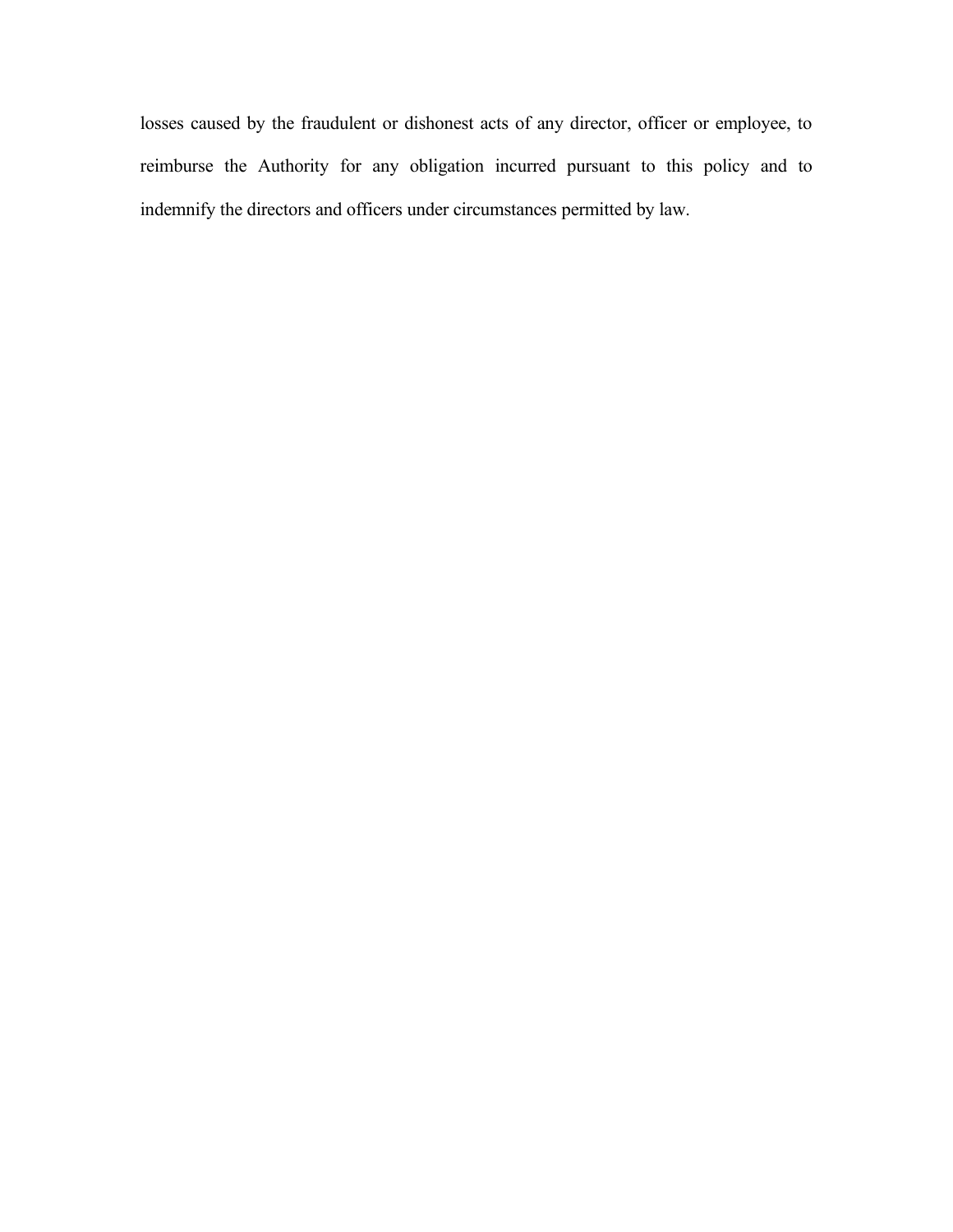losses caused by the fraudulent or dishonest acts of any director, officer or employee, to reimburse the Authority for any obligation incurred pursuant to this policy and to indemnify the directors and officers under circumstances permitted by law.